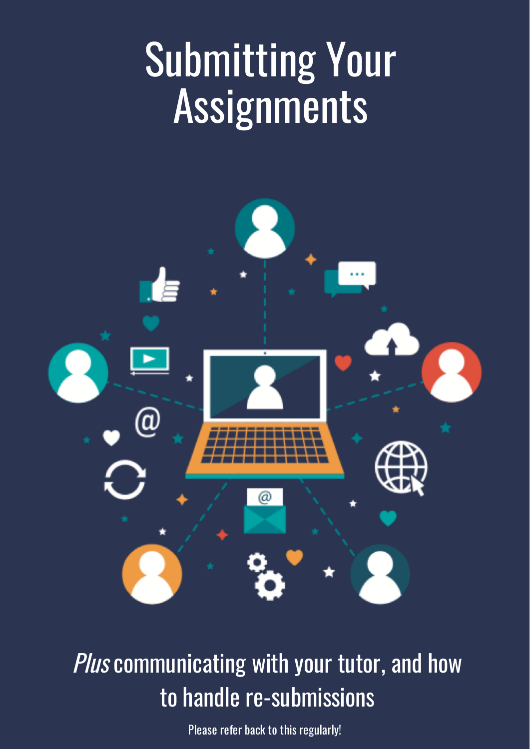# Submitting Your Assignments

*Plus* communicating with your tutor, and how to handle re-submissions

Please refer back to this regularly!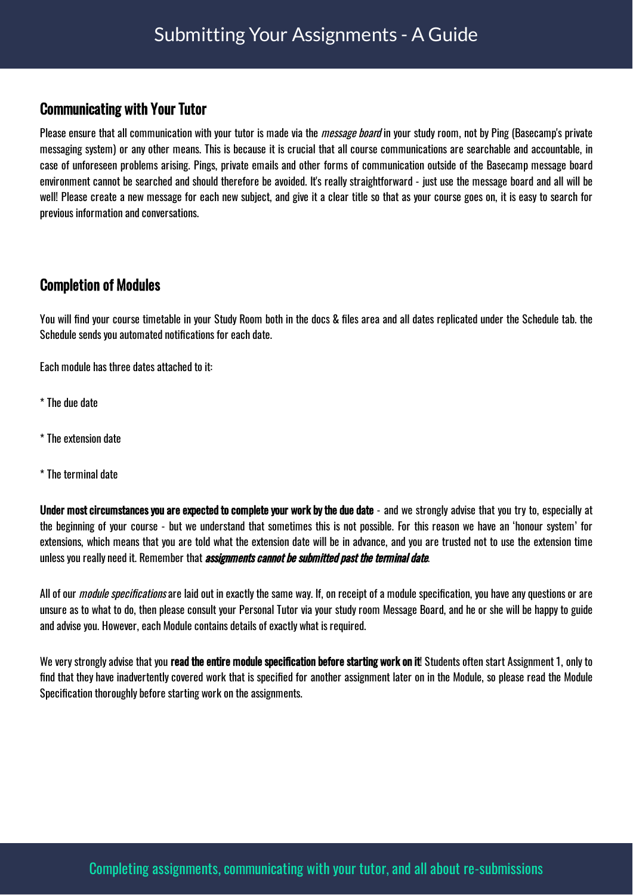## Communicating with Your Tutor

Please ensure that all communication with your tutor is made via the *message board* in your study room, not by Ping (Basecamp's private messaging system) or any other means. This is because it is crucial that all course communications are searchable and accountable, in case of unforeseen problems arising. Pings, private emails and other forms of communication outside of the Basecamp message board environment cannot be searched and should therefore be avoided. It's really straightforward - just use the message board and all will be well! Please create a new message for each new subject, and give it a clear title so that as your course goes on, it is easy to search for previous information and conversations.

## Completion of Modules

You will find your course timetable in your Study Room both in the docs & files area and all dates replicated under the Schedule tab. the Schedule sends you automated notifications for each date.

Each module has three dates attached to it:

* The due date
* The extension date
* The terminal date

**Under most circumstances you are expected to complete your work by the due date** - and we strongly advise that you try to, especially at the beginning of your course - but we understand that sometimes this is not possible. For this reason we have an 'honour system' for extensions, which means that you are told what the extension date will be in advance, and you are trusted not to use the extension time unless you really need it. Remember that ***assignments cannot be submitted past the terminal date***.

All of our *module specifications* are laid out in exactly the same way. If, on receipt of a module specification, you have any questions or are unsure as to what to do, then please consult your Personal Tutor via your study room Message Board, and he or she will be happy to guide and advise you. However, each Module contains details of exactly what is required.

We very strongly advise that you **read the entire module specification before starting work on it**! Students often start Assignment 1, only to find that they have inadvertently covered work that is specified for another assignment later on in the Module, so please read the Module Specification thoroughly before starting work on the assignments.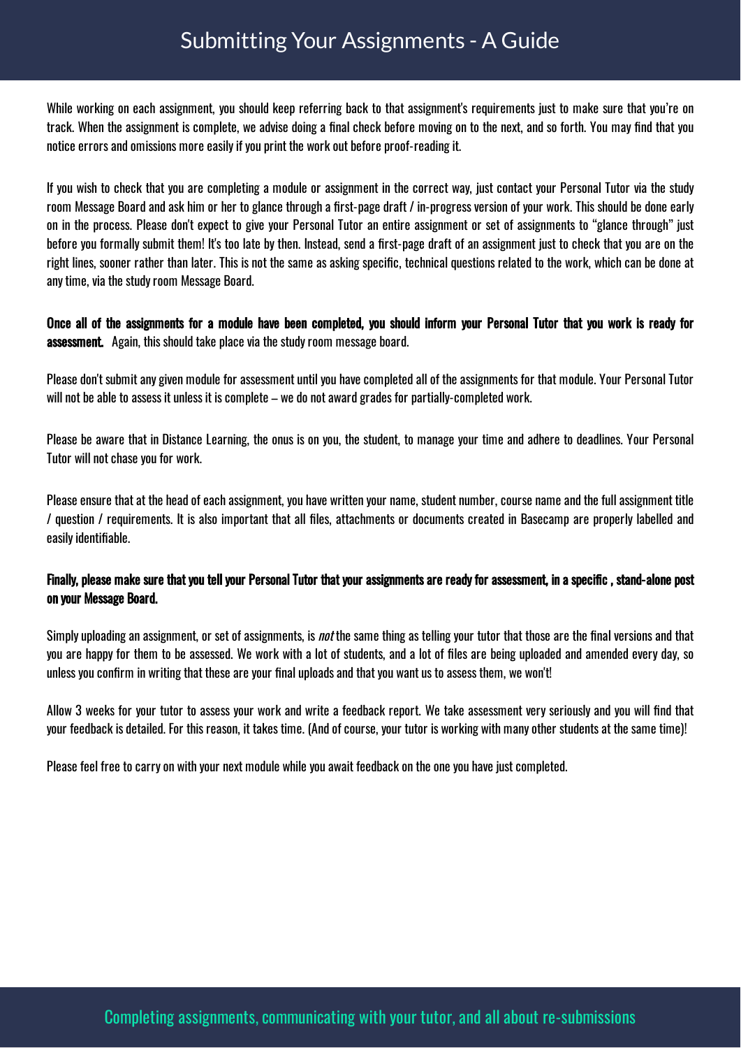# Submitting Your Assignments - A Guide

While working on each assignment, you should keep referring back to that assignment's requirements just to make sure that you're on track. When the assignment is complete, we advise doing a final check before moving on to the next, and so forth. You may find that you notice errors and omissions more easily if you print the work out before proof-reading it.

If you wish to check that you are completing a module or assignment in the correct way, just contact your Personal Tutor via the study room Message Board and ask him or her to glance through a first-page draft / in-progress version of your work. This should be done early on in the process. Please don't expect to give your Personal Tutor an entire assignment or set of assignments to "glance through" just before you formally submit them! It's too late by then. Instead, send a first-page draft of an assignment just to check that you are on the right lines, sooner rather than later. This is not the same as asking specific, technical questions related to the work, which can be done at any time, via the study room Message Board.

**Once all of the assignments for a module have been completed, you should inform your Personal Tutor that you work is ready for assessment.** Again, this should take place via the study room message board.

Please don't submit any given module for assessment until you have completed all of the assignments for that module. Your Personal Tutor will not be able to assess it unless it is complete – we do not award grades for partially-completed work.

Please be aware that in Distance Learning, the onus is on you, the student, to manage your time and adhere to deadlines. Your Personal Tutor will not chase you for work.

Please ensure that at the head of each assignment, you have written your name, student number, course name and the full assignment title / question / requirements. It is also important that all files, attachments or documents created in Basecamp are properly labelled and easily identifiable.

**Finally, please make sure that you tell your Personal Tutor that your assignments are ready for assessment, in a specific , stand-alone post on your Message Board.**

Simply uploading an assignment, or set of assignments, is *not* the same thing as telling your tutor that those are the final versions and that you are happy for them to be assessed. We work with a lot of students, and a lot of files are being uploaded and amended every day, so unless you confirm in writing that these are your final uploads and that you want us to assess them, we won't!

Allow 3 weeks for your tutor to assess your work and write a feedback report. We take assessment very seriously and you will find that your feedback is detailed. For this reason, it takes time. (And of course, your tutor is working with many other students at the same time)!

Please feel free to carry on with your next module while you await feedback on the one you have just completed.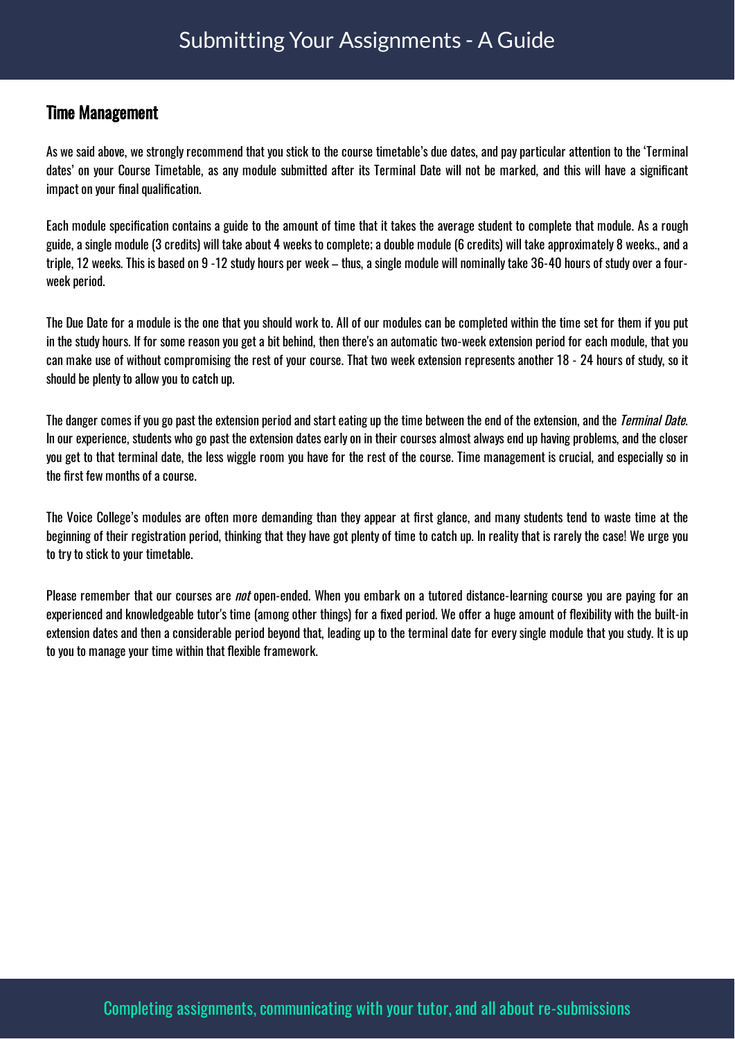## Time Management

As we said above, we strongly recommend that you stick to the course timetable's due dates, and pay particular attention to the 'Terminal dates' on your Course Timetable, as any module submitted after its Terminal Date will not be marked, and this will have a significant impact on your final qualification.

Each module specification contains a guide to the amount of time that it takes the average student to complete that module. As a rough guide, a single module (3 credits) will take about 4 weeks to complete; a double module (6 credits) will take approximately 8 weeks., and a triple, 12 weeks. This is based on 9 -12 study hours per week – thus, a single module will nominally take 36-40 hours of study over a four-week period.

The Due Date for a module is the one that you should work to. All of our modules can be completed within the time set for them if you put in the study hours. If for some reason you get a bit behind, then there's an automatic two-week extension period for each module, that you can make use of without compromising the rest of your course. That two week extension represents another 18 - 24 hours of study, so it should be plenty to allow you to catch up.

The danger comes if you go past the extension period and start eating up the time between the end of the extension, and the *Terminal Date*. In our experience, students who go past the extension dates early on in their courses almost always end up having problems, and the closer you get to that terminal date, the less wiggle room you have for the rest of the course. Time management is crucial, and especially so in the first few months of a course.

The Voice College's modules are often more demanding than they appear at first glance, and many students tend to waste time at the beginning of their registration period, thinking that they have got plenty of time to catch up. In reality that is rarely the case! We urge you to try to stick to your timetable.

Please remember that our courses are *not* open-ended. When you embark on a tutored distance-learning course you are paying for an experienced and knowledgeable tutor's time (among other things) for a fixed period. We offer a huge amount of flexibility with the built-in extension dates and then a considerable period beyond that, leading up to the terminal date for every single module that you study. It is up to you to manage your time within that flexible framework.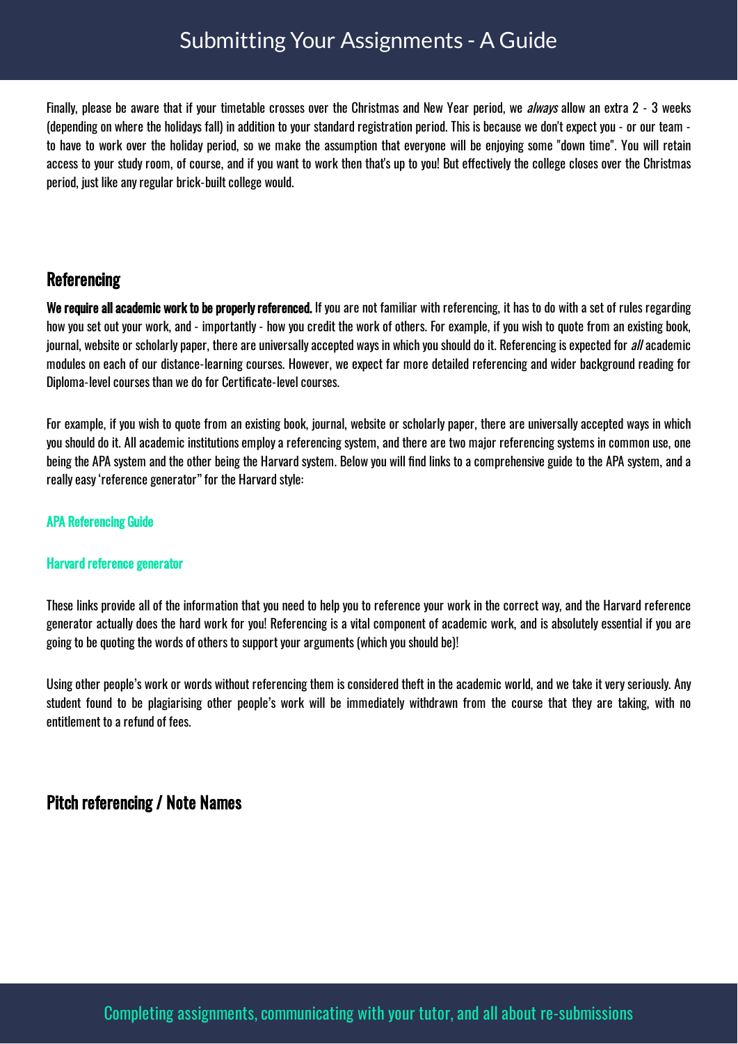Finally, please be aware that if your timetable crosses over the Christmas and New Year period, we *always* allow an extra 2 - 3 weeks (depending on where the holidays fall) in addition to your standard registration period. This is because we don't expect you - or our team - to have to work over the holiday period, so we make the assumption that everyone will be enjoying some "down time". You will retain access to your study room, of course, and if you want to work then that's up to you! But effectively the college closes over the Christmas period, just like any regular brick-built college would.

## Referencing

**We require all academic work to be properly referenced.** If you are not familiar with referencing, it has to do with a set of rules regarding how you set out your work, and - importantly - how you credit the work of others. For example, if you wish to quote from an existing book, journal, website or scholarly paper, there are universally accepted ways in which you should do it. Referencing is expected for *all* academic modules on each of our distance-learning courses. However, we expect far more detailed referencing and wider background reading for Diploma-level courses than we do for Certificate-level courses.

For example, if you wish to quote from an existing book, journal, website or scholarly paper, there are universally accepted ways in which you should do it. All academic institutions employ a referencing system, and there are two major referencing systems in common use, one being the APA system and the other being the Harvard system. Below you will find links to a comprehensive guide to the APA system, and a really easy 'reference generator" for the Harvard style:

**APA Referencing Guide**

**Harvard reference generator**

These links provide all of the information that you need to help you to reference your work in the correct way, and the Harvard reference generator actually does the hard work for you! Referencing is a vital component of academic work, and is absolutely essential if you are going to be quoting the words of others to support your arguments (which you should be)!

Using other people's work or words without referencing them is considered theft in the academic world, and we take it very seriously. Any student found to be plagiarising other people's work will be immediately withdrawn from the course that they are taking, with no entitlement to a refund of fees.

## Pitch referencing / Note Names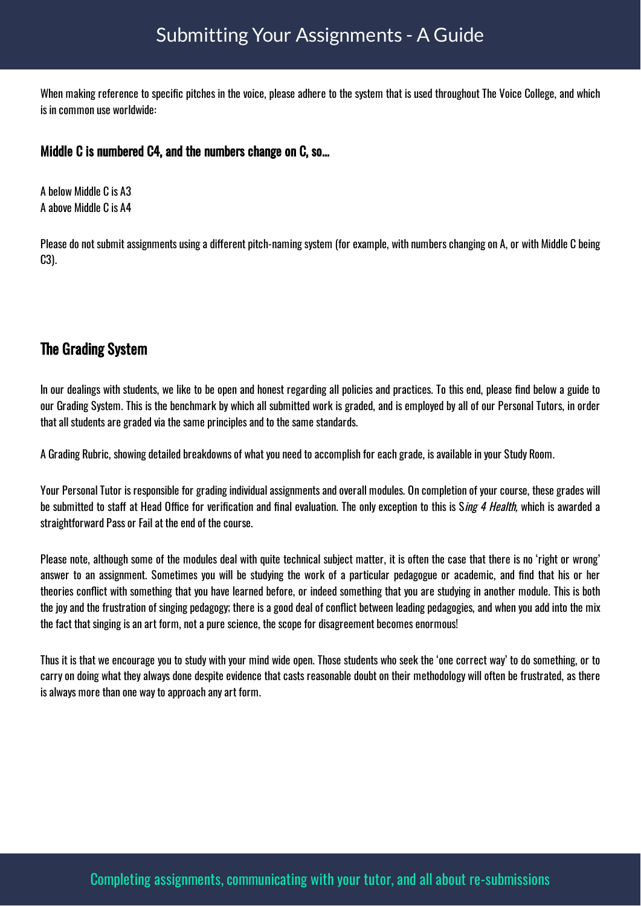When making reference to specific pitches in the voice, please adhere to the system that is used throughout The Voice College, and which is in common use worldwide:

### Middle C is numbered C4, and the numbers change on C, so…

A below Middle C is A3
A above Middle C is A4

Please do not submit assignments using a different pitch-naming system (for example, with numbers changing on A, or with Middle C being C3).

## The Grading System

In our dealings with students, we like to be open and honest regarding all policies and practices. To this end, please find below a guide to our Grading System. This is the benchmark by which all submitted work is graded, and is employed by all of our Personal Tutors, in order that all students are graded via the same principles and to the same standards.

A Grading Rubric, showing detailed breakdowns of what you need to accomplish for each grade, is available in your Study Room.

Your Personal Tutor is responsible for grading individual assignments and overall modules. On completion of your course, these grades will be submitted to staff at Head Office for verification and final evaluation. The only exception to this is S*ing 4 Health*, which is awarded a straightforward Pass or Fail at the end of the course.

Please note, although some of the modules deal with quite technical subject matter, it is often the case that there is no 'right or wrong' answer to an assignment. Sometimes you will be studying the work of a particular pedagogue or academic, and find that his or her theories conflict with something that you have learned before, or indeed something that you are studying in another module. This is both the joy and the frustration of singing pedagogy; there is a good deal of conflict between leading pedagogies, and when you add into the mix the fact that singing is an art form, not a pure science, the scope for disagreement becomes enormous!

Thus it is that we encourage you to study with your mind wide open. Those students who seek the 'one correct way' to do something, or to carry on doing what they always done despite evidence that casts reasonable doubt on their methodology will often be frustrated, as there is always more than one way to approach any art form.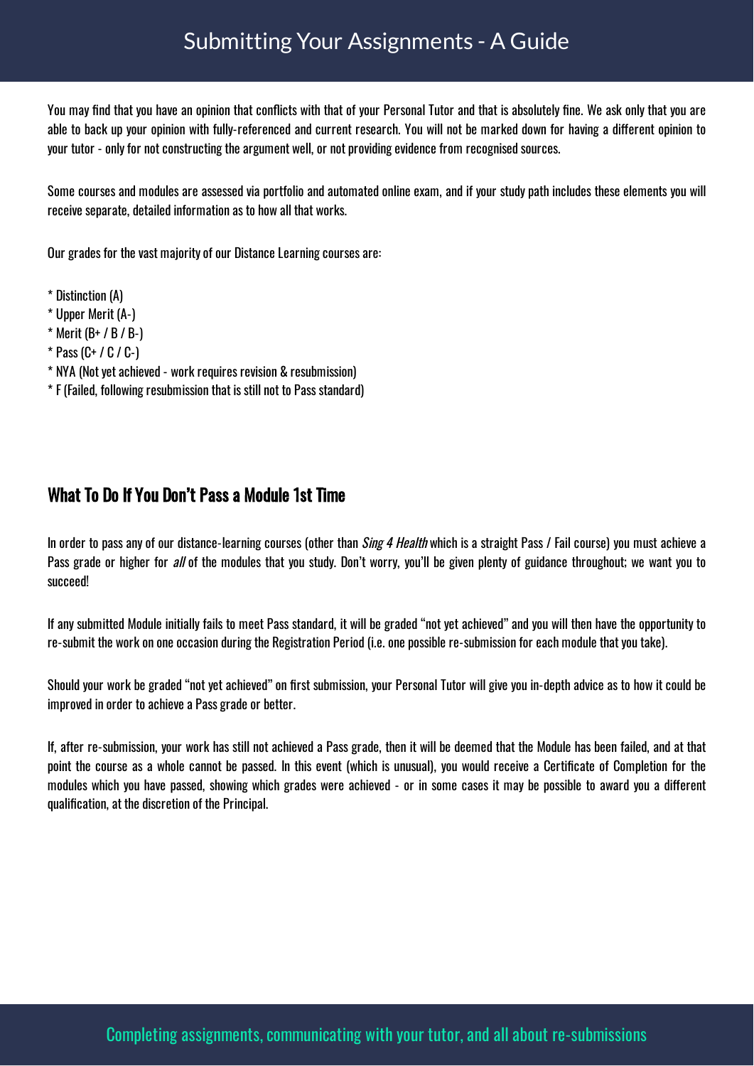You may find that you have an opinion that conflicts with that of your Personal Tutor and that is absolutely fine. We ask only that you are able to back up your opinion with fully-referenced and current research. You will not be marked down for having a different opinion to your tutor - only for not constructing the argument well, or not providing evidence from recognised sources.

Some courses and modules are assessed via portfolio and automated online exam, and if your study path includes these elements you will receive separate, detailed information as to how all that works.

Our grades for the vast majority of our Distance Learning courses are:

* Distinction (A)
* Upper Merit (A-)
* Merit (B+ / B / B-)
* Pass (C+ / C / C-)
* NYA (Not yet achieved - work requires revision & resubmission)
* F (Failed, following resubmission that is still not to Pass standard)

## What To Do If You Don't Pass a Module 1st Time

In order to pass any of our distance-learning courses (other than *Sing 4 Health* which is a straight Pass / Fail course) you must achieve a Pass grade or higher for *all* of the modules that you study. Don't worry, you'll be given plenty of guidance throughout; we want you to succeed!

If any submitted Module initially fails to meet Pass standard, it will be graded "not yet achieved" and you will then have the opportunity to re-submit the work on one occasion during the Registration Period (i.e. one possible re-submission for each module that you take).

Should your work be graded "not yet achieved" on first submission, your Personal Tutor will give you in-depth advice as to how it could be improved in order to achieve a Pass grade or better.

If, after re-submission, your work has still not achieved a Pass grade, then it will be deemed that the Module has been failed, and at that point the course as a whole cannot be passed. In this event (which is unusual), you would receive a Certificate of Completion for the modules which you have passed, showing which grades were achieved - or in some cases it may be possible to award you a different qualification, at the discretion of the Principal.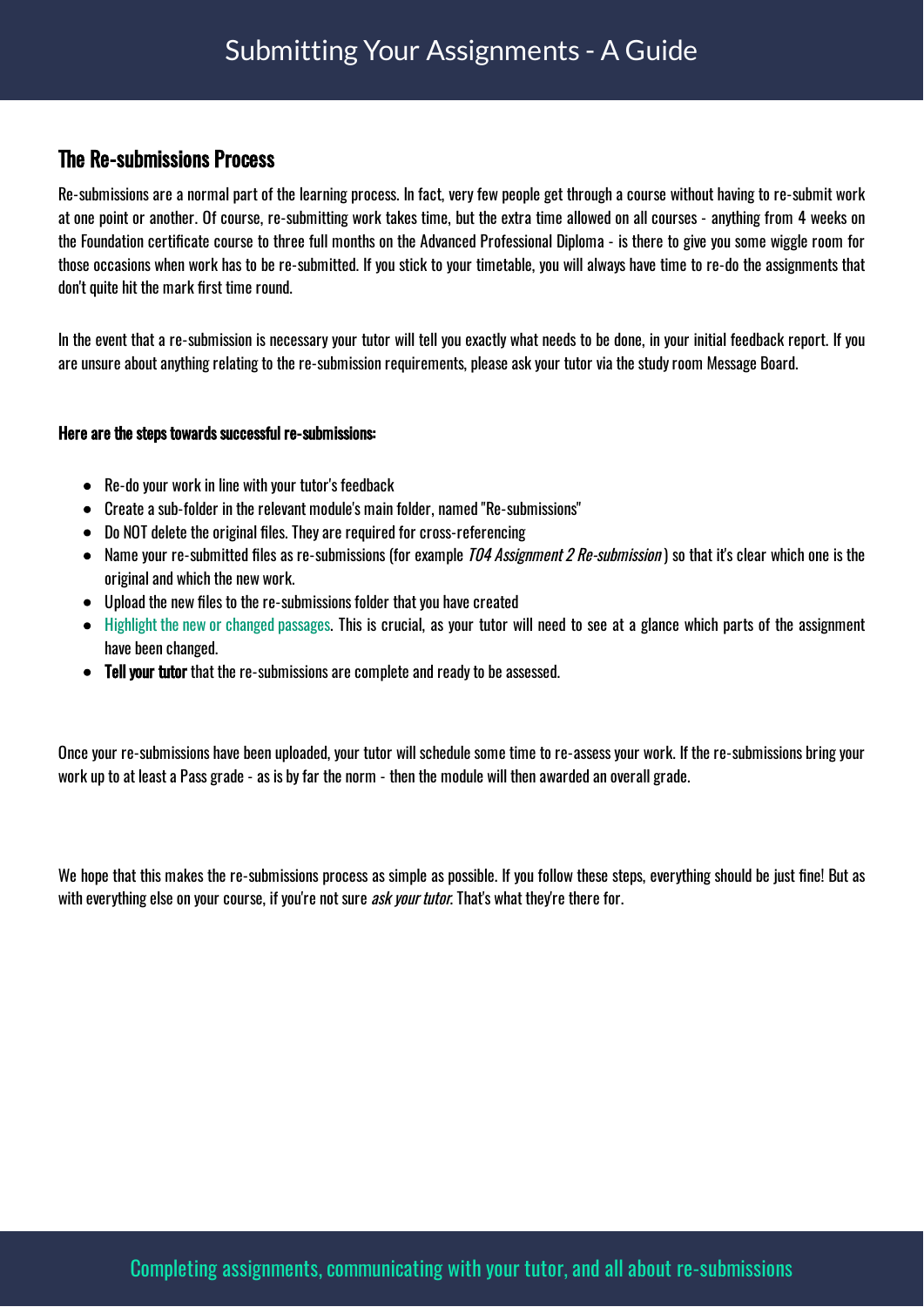## The Re-submissions Process

Re-submissions are a normal part of the learning process. In fact, very few people get through a course without having to re-submit work at one point or another. Of course, re-submitting work takes time, but the extra time allowed on all courses - anything from 4 weeks on the Foundation certificate course to three full months on the Advanced Professional Diploma - is there to give you some wiggle room for those occasions when work has to be re-submitted. If you stick to your timetable, you will always have time to re-do the assignments that don't quite hit the mark first time round.

In the event that a re-submission is necessary your tutor will tell you exactly what needs to be done, in your initial feedback report. If you are unsure about anything relating to the re-submission requirements, please ask your tutor via the study room Message Board.

**Here are the steps towards successful re-submissions:**

- Re-do your work in line with your tutor's feedback
- Create a sub-folder in the relevant module's main folder, named "Re-submissions"
- Do NOT delete the original files. They are required for cross-referencing
- Name your re-submitted files as re-submissions (for example *T04 Assignment 2 Re-submission*) so that it's clear which one is the original and which the new work.
- Upload the new files to the re-submissions folder that you have created
- Highlight the new or changed passages. This is crucial, as your tutor will need to see at a glance which parts of the assignment have been changed.
- **Tell your tutor** that the re-submissions are complete and ready to be assessed.

Once your re-submissions have been uploaded, your tutor will schedule some time to re-assess your work. If the re-submissions bring your work up to at least a Pass grade - as is by far the norm - then the module will then awarded an overall grade.

We hope that this makes the re-submissions process as simple as possible. If you follow these steps, everything should be just fine! But as with everything else on your course, if you're not sure *ask your tutor*. That's what they're there for.